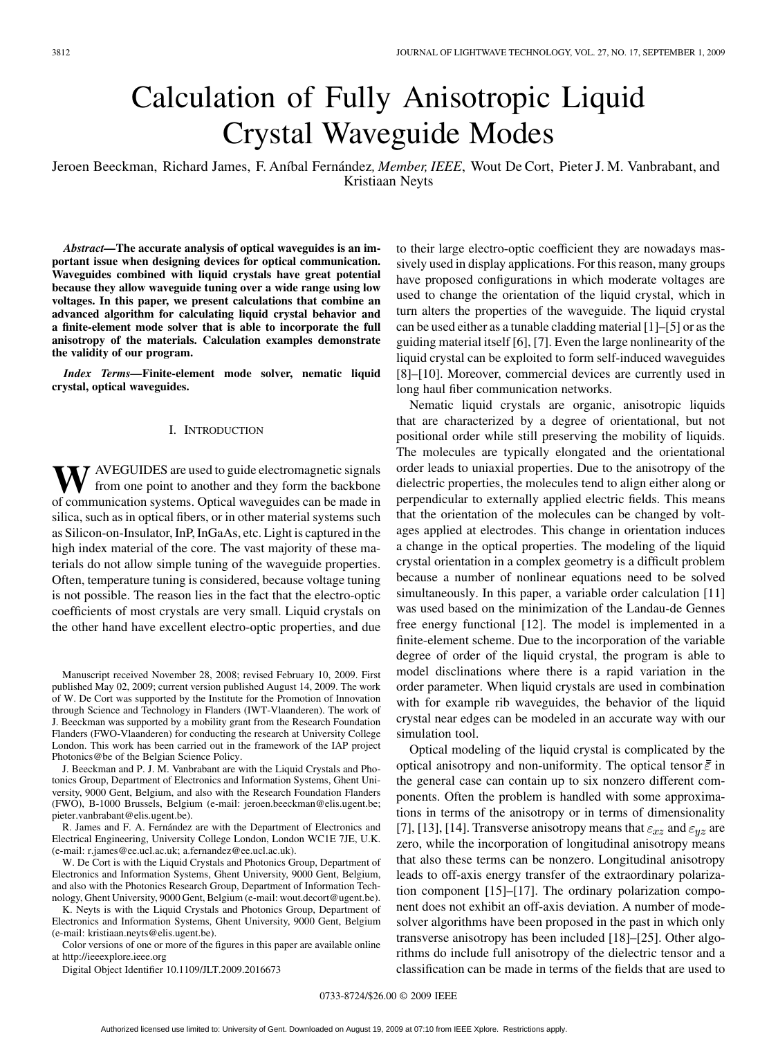# Calculation of Fully Anisotropic Liquid Crystal Waveguide Modes

Jeroen Beeckman, Richard James, F. Aníbal Fernández, *Member, IEEE*, Wout De Cort, Pieter J. M. Vanbrabant, and Kristiaan Neyts

***Abstract*—The accurate analysis of optical waveguides is an important issue when designing devices for optical communication. Waveguides combined with liquid crystals have great potential because they allow waveguide tuning over a wide range using low voltages. In this paper, we present calculations that combine an advanced algorithm for calculating liquid crystal behavior and a finite-element mode solver that is able to incorporate the full anisotropy of the materials. Calculation examples demonstrate the validity of our program.**

***Index Terms*—Finite-element mode solver, nematic liquid crystal, optical waveguides.**

## I. Introduction

Waveguides are used to guide electromagnetic signals from one point to another and they form the backbone of communication systems. Optical waveguides can be made in silica, such as in optical fibers, or in other material systems such as Silicon-on-Insulator, InP, InGaAs, etc. Light is captured in the high index material of the core. The vast majority of these materials do not allow simple tuning of the waveguide properties. Often, temperature tuning is considered, because voltage tuning is not possible. The reason lies in the fact that the electro-optic coefficients of most crystals are very small. Liquid crystals on the other hand have excellent electro-optic properties, and due to their large electro-optic coefficient they are nowadays massively used in display applications. For this reason, many groups have proposed configurations in which moderate voltages are used to change the orientation of the liquid crystal, which in turn alters the properties of the waveguide. The liquid crystal can be used either as a tunable cladding material [1]–[5] or as the guiding material itself [6], [7]. Even the large nonlinearity of the liquid crystal can be exploited to form self-induced waveguides [8]–[10]. Moreover, commercial devices are currently used in long haul fiber communication networks.

Nematic liquid crystals are organic, anisotropic liquids that are characterized by a degree of orientational, but not positional order while still preserving the mobility of liquids. The molecules are typically elongated and the orientational order leads to uniaxial properties. Due to the anisotropy of the dielectric properties, the molecules tend to align either along or perpendicular to externally applied electric fields. This means that the orientation of the molecules can be changed by voltages applied at electrodes. This change in orientation induces a change in the optical properties. The modeling of the liquid crystal orientation in a complex geometry is a difficult problem because a number of nonlinear equations need to be solved simultaneously. In this paper, a variable order calculation [11] was used based on the minimization of the Landau-de Gennes free energy functional [12]. The model is implemented in a finite-element scheme. Due to the incorporation of the variable degree of order of the liquid crystal, the program is able to model disclinations where there is a rapid variation in the order parameter. When liquid crystals are used in combination with for example rib waveguides, the behavior of the liquid crystal near edges can be modeled in an accurate way with our simulation tool.

Optical modeling of the liquid crystal is complicated by the optical anisotropy and non-uniformity. The optical tensor $\bar{\bar{\varepsilon}}$ in the general case can contain up to six nonzero different components. Often the problem is handled with some approximations in terms of the anisotropy or in terms of dimensionality [7], [13], [14]. Transverse anisotropy means that $\varepsilon_{xz}$ and $\varepsilon_{yz}$ are zero, while the incorporation of longitudinal anisotropy means that also these terms can be nonzero. Longitudinal anisotropy leads to off-axis energy transfer of the extraordinary polarization component [15]–[17]. The ordinary polarization component does not exhibit an off-axis deviation. A number of mode-solver algorithms have been proposed in the past in which only transverse anisotropy has been included [18]–[25]. Other algorithms do include full anisotropy of the dielectric tensor and a classification can be made in terms of the fields that are used to

Manuscript received November 28, 2008; revised February 10, 2009. First published May 02, 2009; current version published August 14, 2009. The work of W. De Cort was supported by the Institute for the Promotion of Innovation through Science and Technology in Flanders (IWT-Vlaanderen). The work of J. Beeckman was supported by a mobility grant from the Research Foundation Flanders (FWO-Vlaanderen) for conducting the research at University College London. This work has been carried out in the framework of the IAP project Photonics@be of the Belgian Science Policy.

J. Beeckman and P. J. M. Vanbrabant are with the Liquid Crystals and Photonics Group, Department of Electronics and Information Systems, Ghent University, 9000 Gent, Belgium, and also with the Research Foundation Flanders (FWO), B-1000 Brussels, Belgium (e-mail: jeroen.beeckman@elis.ugent.be; pieter.vanbrabant@elis.ugent.be).

R. James and F. A. Fernández are with the Department of Electronics and Electrical Engineering, University College London, London WC1E 7JE, U.K. (e-mail: r.james@ee.ucl.ac.uk; a.fernandez@ee.ucl.ac.uk).

W. De Cort is with the Liquid Crystals and Photonics Group, Department of Electronics and Information Systems, Ghent University, 9000 Gent, Belgium, and also with the Photonics Research Group, Department of Information Technology, Ghent University, 9000 Gent, Belgium (e-mail: wout.decort@ugent.be).

K. Neyts is with the Liquid Crystals and Photonics Group, Department of Electronics and Information Systems, Ghent University, 9000 Gent, Belgium (e-mail: kristiaan.neyts@elis.ugent.be).

Color versions of one or more of the figures in this paper are available online at http://ieeexplore.ieee.org

Digital Object Identifier 10.1109/JLT.2009.2016673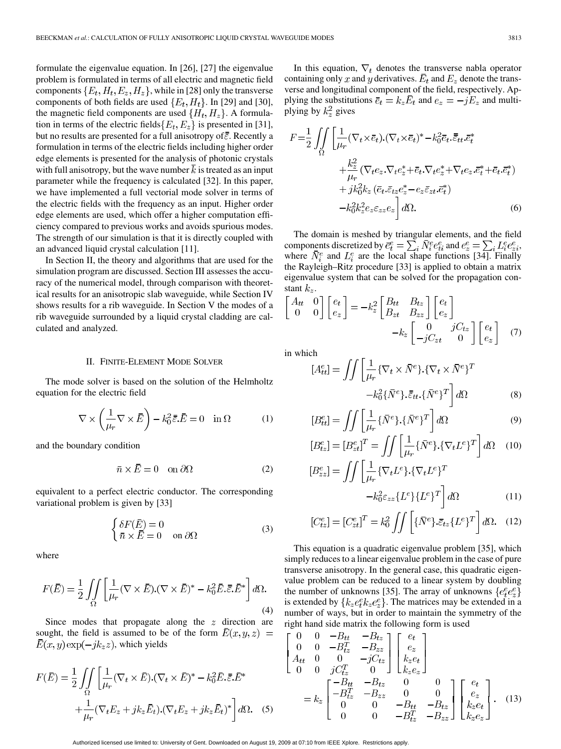formulate the eigenvalue equation. In [26], [27] the eigenvalue problem is formulated in terms of all electric and magnetic field components $\{E_t, H_t, E_z, H_z\}$, while in [28] only the transverse components of both fields are used $\{E_t, H_t\}$. In [29] and [30], the magnetic field components are used $\{H_t, H_z\}$. A formulation in terms of the electric fields $\{E_t, E_z\}$ is presented in [31], but no results are presented for a full anisotropy of $\bar{\bar{\varepsilon}}$. Recently a formulation in terms of the electric fields including higher order edge elements is presented for the analysis of photonic crystals with full anisotropy, but the wave number $\bar{k}$ is treated as an input parameter while the frequency is calculated [32]. In this paper, we have implemented a full vectorial mode solver in terms of the electric fields with the frequency as an input. Higher order edge elements are used, which offer a higher computation efficiency compared to previous works and avoids spurious modes. The strength of our simulation is that it is directly coupled with an advanced liquid crystal calculation [11].

In Section II, the theory and algorithms that are used for the simulation program are discussed. Section III assesses the accuracy of the numerical model, through comparison with theoretical results for an anisotropic slab waveguide, while Section IV shows results for a rib waveguide. In Section V the modes of a rib waveguide surrounded by a liquid crystal cladding are calculated and analyzed.

## II. Finite-Element Mode Solver

The mode solver is based on the solution of the Helmholtz equation for the electric field

$$\nabla \times \left(\frac{1}{\mu_r}\nabla \times \bar{E}\right) - k_0^2 \bar{\bar{\varepsilon}}.\bar{E} = 0 \quad \text{in } \Omega \tag{1}$$

and the boundary condition

$$\bar{n} \times \bar{E} = 0 \quad \text{on } \partial\Omega \tag{2}$$

equivalent to a perfect electric conductor. The corresponding variational problem is given by [33]

$$\begin{cases} \delta F(\bar{E}) = 0 \\ \bar{n} \times \bar{E} = 0 \quad \text{on } \partial\Omega \end{cases} \tag{3}$$

where

$$F(\bar{E}) = \frac{1}{2}\iint_\Omega \left[\frac{1}{\mu_r}(\nabla \times \bar{E}).(\nabla \times \bar{E})^* - k_0^2 \bar{E}.\bar{\bar{\varepsilon}}.\bar{E}^*\right] d\Omega. \tag{4}$$

Since modes that propagate along the $z$ direction are sought, the field is assumed to be of the form $\bar{E}(x,y,z) = \bar{E}(x,y)\exp(-jk_z z)$, which yields

$$F(\bar{E}) = \frac{1}{2}\iint_\Omega \left[\frac{1}{\mu_r}(\nabla_t \times \bar{E}).(\nabla_t \times \bar{E})^* - k_0^2 \bar{E}.\bar{\bar{\varepsilon}}.\bar{E}^* + \frac{1}{\mu_r}(\nabla_t E_z + jk_z\bar{E}_t).(\nabla_t E_z + jk_z\bar{E}_t)^*\right] d\Omega. \tag{5}$$

In this equation, $\nabla_t$ denotes the transverse nabla operator containing only $x$ and $y$ derivatives. $\bar{E}_t$ and $E_z$ denote the transverse and longitudinal component of the field, respectively. Applying the substitutions $\bar{e}_t = k_z\bar{E}_t$ and $e_z = -jE_z$ and multiplying by $k_z^2$ gives

$$\begin{aligned} F = \frac{1}{2}\iint_\Omega \Bigg[ & \frac{1}{\mu_r}(\nabla_t \times \bar{e}_t).(\nabla_t \times \bar{e}_t)^* - k_0^2 \bar{e}_t.\bar{\bar{\varepsilon}}_{tt}.\bar{e}_t^* \\ & + \frac{k_z^2}{\mu_r}\left(\nabla_t e_z.\nabla_t e_z^* + \bar{e}_t.\nabla_t e_z^* + \nabla_t e_z.\bar{e}_t^* + \bar{e}_t.\bar{e}_t^*\right) \\ & + jk_0^2 k_z\left(\bar{e}_t.\bar{\varepsilon}_{tz}e_z^* - e_z\bar{\varepsilon}_{zt}.\bar{e}_t^*\right) \\ & - k_0^2 k_z^2 e_z \varepsilon_{zz} e_z \Bigg] d\Omega. \end{aligned} \tag{6}$$

The domain is meshed by triangular elements, and the field components discretized by $\bar{e}_t^e = \sum_i \bar{N}_i^e e_{ti}^e$ and $e_z^e = \sum_i L_i^e e_{zi}^e$, where $\bar{N}_i^e$ and $L_i^e$ are the local shape functions [34]. Finally the Rayleigh–Ritz procedure [33] is applied to obtain a matrix eigenvalue system that can be solved for the propagation constant $k_z$.

$$\begin{bmatrix} A_{tt} & 0 \\ 0 & 0 \end{bmatrix}\begin{bmatrix} e_t \\ e_z \end{bmatrix} = -k_z^2\begin{bmatrix} B_{tt} & B_{tz} \\ B_{zt} & B_{zz} \end{bmatrix}\begin{bmatrix} e_t \\ e_z \end{bmatrix} - k_z\begin{bmatrix} 0 & jC_{tz} \\ -jC_{zt} & 0 \end{bmatrix}\begin{bmatrix} e_t \\ e_z \end{bmatrix} \tag{7}$$

in which

$$[A_{tt}^e] = \iint \left[\frac{1}{\mu_r}\{\nabla_t \times \bar{N}^e\}.\{\nabla_t \times \bar{N}^e\}^T - k_0^2\{\bar{N}^e\}.\bar{\bar{\varepsilon}}_{tt}.\{\bar{N}^e\}^T\right] d\Omega \tag{8}$$

$$[B_{tt}^e] = \iint \left[\frac{1}{\mu_r}\{\bar{N}^e\}.\{\bar{N}^e\}^T\right] d\Omega \tag{9}$$

$$[B_{tz}^e] = [B_{zt}^e]^T = \iint \left[\frac{1}{\mu_r}\{\bar{N}^e\}.\{\nabla_t L^e\}^T\right] d\Omega \tag{10}$$

$$[B_{zz}^e] = \iint \left[\frac{1}{\mu_r}\{\nabla_t L^e\}.\{\nabla_t L^e\}^T - k_0^2\varepsilon_{zz}\{L^e\}\{L^e\}^T\right] d\Omega \tag{11}$$

$$[C_{tz}^e] = [C_{zt}^e]^T = k_0^2\iint \left[\{\bar{N}^e\}.\bar{\varepsilon}_{tz}\{L^e\}^T\right] d\Omega. \tag{12}$$

This equation is a quadratic eigenvalue problem [35], which simply reduces to a linear eigenvalue problem in the case of pure transverse anisotropy. In the general case, this quadratic eigenvalue problem can be reduced to a linear system by doubling the number of unknowns [35]. The array of unknowns $\{e_t^e e_z^e\}$ is extended by $\{k_z e_t^e k_z e_z^e\}$. The matrices may be extended in a number of ways, but in order to maintain the symmetry of the right hand side matrix the following form is used

$$\begin{bmatrix} 0 & 0 & -B_{tt} & -B_{tz} \\ 0 & 0 & -B_{tz}^T & -B_{zz} \\ A_{tt} & 0 & 0 & -jC_{tz} \\ 0 & 0 & jC_{tz}^T & 0 \end{bmatrix}\begin{bmatrix} e_t \\ e_z \\ k_z e_t \\ k_z e_z \end{bmatrix} = k_z\begin{bmatrix} -B_{tt} & -B_{tz} & 0 & 0 \\ -B_{tz}^T & -B_{zz} & 0 & 0 \\ 0 & 0 & -B_{tt} & -B_{tz} \\ 0 & 0 & -B_{tz}^T & -B_{zz} \end{bmatrix}\begin{bmatrix} e_t \\ e_z \\ k_z e_t \\ k_z e_z \end{bmatrix}. \tag{13}$$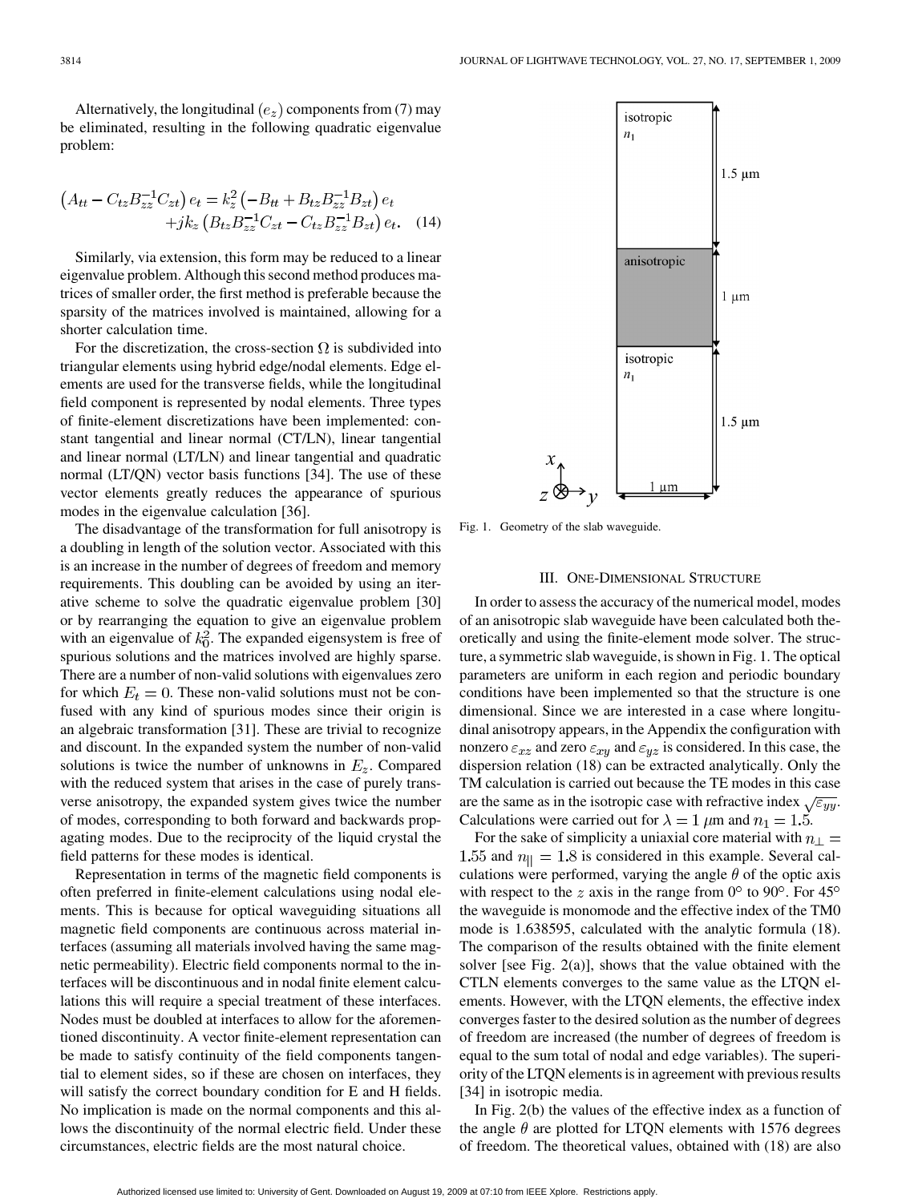Alternatively, the longitudinal $(e_z)$ components from (7) may be eliminated, resulting in the following quadratic eigenvalue problem:

$$\left(A_{tt} - C_{tz}B_{zz}^{-1}C_{zt}\right)e_t = k_z^2\left(-B_{tt} + B_{tz}B_{zz}^{-1}B_{zt}\right)e_t + jk_z\left(B_{tz}B_{zz}^{-1}C_{zt} - C_{tz}B_{zz}^{-1}B_{zt}\right)e_t. \quad (14)$$

Similarly, via extension, this form may be reduced to a linear eigenvalue problem. Although this second method produces matrices of smaller order, the first method is preferable because the sparsity of the matrices involved is maintained, allowing for a shorter calculation time.

For the discretization, the cross-section $\Omega$ is subdivided into triangular elements using hybrid edge/nodal elements. Edge elements are used for the transverse fields, while the longitudinal field component is represented by nodal elements. Three types of finite-element discretizations have been implemented: constant tangential and linear normal (CT/LN), linear tangential and linear normal (LT/LN) and linear tangential and quadratic normal (LT/QN) vector basis functions [34]. The use of these vector elements greatly reduces the appearance of spurious modes in the eigenvalue calculation [36].

The disadvantage of the transformation for full anisotropy is a doubling in length of the solution vector. Associated with this is an increase in the number of degrees of freedom and memory requirements. This doubling can be avoided by using an iterative scheme to solve the quadratic eigenvalue problem [30] or by rearranging the equation to give an eigenvalue problem with an eigenvalue of $k_0^2$. The expanded eigensystem is free of spurious solutions and the matrices involved are highly sparse. There are a number of non-valid solutions with eigenvalues zero for which $E_t = 0$. These non-valid solutions must not be confused with any kind of spurious modes since their origin is an algebraic transformation [31]. These are trivial to recognize and discount. In the expanded system the number of non-valid solutions is twice the number of unknowns in $E_z$. Compared with the reduced system that arises in the case of purely transverse anisotropy, the expanded system gives twice the number of modes, corresponding to both forward and backwards propagating modes. Due to the reciprocity of the liquid crystal the field patterns for these modes is identical.

Representation in terms of the magnetic field components is often preferred in finite-element calculations using nodal elements. This is because for optical waveguiding situations all magnetic field components are continuous across material interfaces (assuming all materials involved having the same magnetic permeability). Electric field components normal to the interfaces will be discontinuous and in nodal finite element calculations this will require a special treatment of these interfaces. Nodes must be doubled at interfaces to allow for the aforementioned discontinuity. A vector finite-element representation can be made to satisfy continuity of the field components tangential to element sides, so if these are chosen on interfaces, they will satisfy the correct boundary condition for E and H fields. No implication is made on the normal components and this allows the discontinuity of the normal electric field. Under these circumstances, electric fields are the most natural choice.

isotropic $n_1$ — 1.5 μm
anisotropic — 1 μm
isotropic $n_1$ — 1.5 μm
1 μm

Fig. 1. Geometry of the slab waveguide.

## III. One-Dimensional Structure

In order to assess the accuracy of the numerical model, modes of an anisotropic slab waveguide have been calculated both theoretically and using the finite-element mode solver. The structure, a symmetric slab waveguide, is shown in Fig. 1. The optical parameters are uniform in each region and periodic boundary conditions have been implemented so that the structure is one dimensional. Since we are interested in a case where longitudinal anisotropy appears, in the Appendix the configuration with nonzero $\varepsilon_{xz}$ and zero $\varepsilon_{xy}$ and $\varepsilon_{yz}$ is considered. In this case, the dispersion relation (18) can be extracted analytically. Only the TM calculation is carried out because the TE modes in this case are the same as in the isotropic case with refractive index $\sqrt{\varepsilon_{yy}}$. Calculations were carried out for $\lambda = 1\ \mu$m and $n_1 = 1.5$.

For the sake of simplicity a uniaxial core material with $n_\perp = 1.55$ and $n_\parallel = 1.8$ is considered in this example. Several calculations were performed, varying the angle $\theta$ of the optic axis with respect to the $z$ axis in the range from 0° to 90°. For 45° the waveguide is monomode and the effective index of the TM0 mode is 1.638595, calculated with the analytic formula (18). The comparison of the results obtained with the finite element solver [see Fig. 2(a)], shows that the value obtained with the CTLN elements converges to the same value as the LTQN elements. However, with the LTQN elements, the effective index converges faster to the desired solution as the number of degrees of freedom are increased (the number of degrees of freedom is equal to the sum total of nodal and edge variables). The superiority of the LTQN elements is in agreement with previous results [34] in isotropic media.

In Fig. 2(b) the values of the effective index as a function of the angle $\theta$ are plotted for LTQN elements with 1576 degrees of freedom. The theoretical values, obtained with (18) are also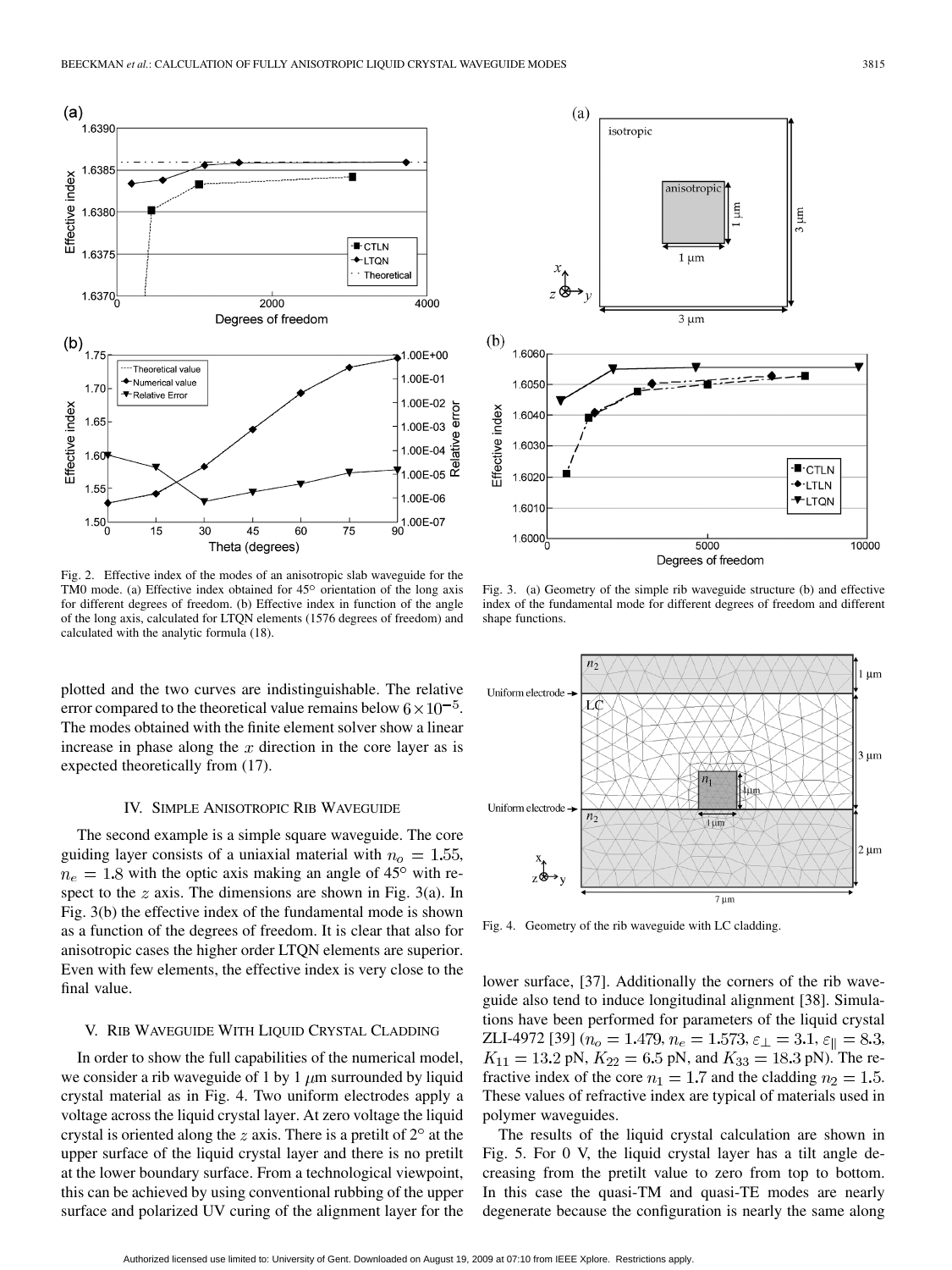Fig. 2. Effective index of the modes of an anisotropic slab waveguide for the TM0 mode. (a) Effective index obtained for 45° orientation of the long axis for different degrees of freedom. (b) Effective index in function of the angle of the long axis, calculated for LTQN elements (1576 degrees of freedom) and calculated with the analytic formula (18).

Fig. 3. (a) Geometry of the simple rib waveguide structure (b) and effective index of the fundamental mode for different degrees of freedom and different shape functions.

plotted and the two curves are indistinguishable. The relative error compared to the theoretical value remains below $6 \times 10^{-5}$. The modes obtained with the finite element solver show a linear increase in phase along the $x$ direction in the core layer as is expected theoretically from (17).

## IV. Simple Anisotropic Rib Waveguide

The second example is a simple square waveguide. The core guiding layer consists of a uniaxial material with $n_o = 1.55$, $n_e = 1.8$ with the optic axis making an angle of 45° with respect to the $z$ axis. The dimensions are shown in Fig. 3(a). In Fig. 3(b) the effective index of the fundamental mode is shown as a function of the degrees of freedom. It is clear that also for anisotropic cases the higher order LTQN elements are superior. Even with few elements, the effective index is very close to the final value.

## V. Rib Waveguide With Liquid Crystal Cladding

In order to show the full capabilities of the numerical model, we consider a rib waveguide of 1 by 1 $\mu$m surrounded by liquid crystal material as in Fig. 4. Two uniform electrodes apply a voltage across the liquid crystal layer. At zero voltage the liquid crystal is oriented along the $z$ axis. There is a pretilt of 2° at the upper surface of the liquid crystal layer and there is no pretilt at the lower boundary surface. From a technological viewpoint, this can be achieved by using conventional rubbing of the upper surface and polarized UV curing of the alignment layer for the lower surface, [37]. Additionally the corners of the rib waveguide also tend to induce longitudinal alignment [38]. Simulations have been performed for parameters of the liquid crystal ZLI-4972 [39] ($n_o = 1.479$, $n_e = 1.573$, $\varepsilon_\perp = 3.1$, $\varepsilon_\parallel = 8.3$, $K_{11} = 13.2$ pN, $K_{22} = 6.5$ pN, and $K_{33} = 18.3$ pN). The refractive index of the core $n_1 = 1.7$ and the cladding $n_2 = 1.5$. These values of refractive index are typical of materials used in polymer waveguides.

Fig. 4. Geometry of the rib waveguide with LC cladding.

The results of the liquid crystal calculation are shown in Fig. 5. For 0 V, the liquid crystal layer has a tilt angle decreasing from the pretilt value to zero from top to bottom. In this case the quasi-TM and quasi-TE modes are nearly degenerate because the configuration is nearly the same along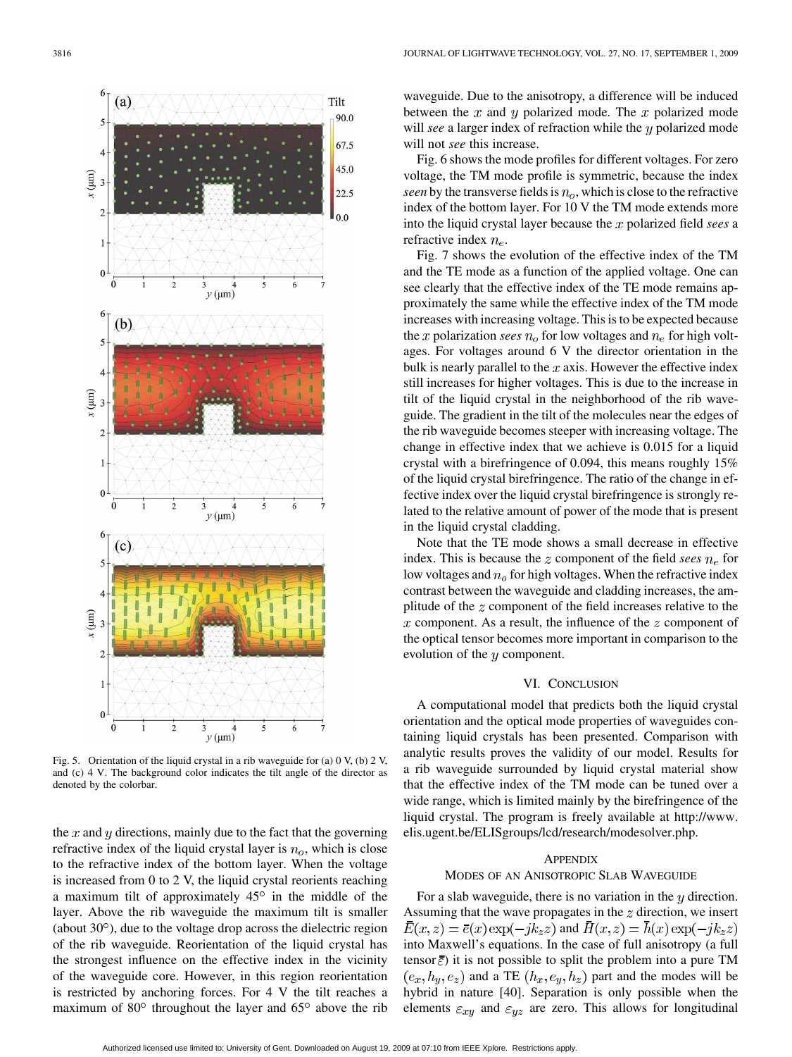Fig. 5. Orientation of the liquid crystal in a rib waveguide for (a) 0 V, (b) 2 V, and (c) 4 V. The background color indicates the tilt angle of the director as denoted by the colorbar.

the $x$ and $y$ directions, mainly due to the fact that the governing refractive index of the liquid crystal layer is $n_o$, which is close to the refractive index of the bottom layer. When the voltage is increased from 0 to 2 V, the liquid crystal reorients reaching a maximum tilt of approximately 45° in the middle of the layer. Above the rib waveguide the maximum tilt is smaller (about 30°), due to the voltage drop across the dielectric region of the rib waveguide. Reorientation of the liquid crystal has the strongest influence on the effective index in the vicinity of the waveguide core. However, in this region reorientation is restricted by anchoring forces. For 4 V the tilt reaches a maximum of 80° throughout the layer and 65° above the rib waveguide. Due to the anisotropy, a difference will be induced between the $x$ and $y$ polarized mode. The $x$ polarized mode will *see* a larger index of refraction while the $y$ polarized mode will not *see* this increase.

Fig. 6 shows the mode profiles for different voltages. For zero voltage, the TM mode profile is symmetric, because the index *seen* by the transverse fields is $n_o$, which is close to the refractive index of the bottom layer. For 10 V the TM mode extends more into the liquid crystal layer because the $x$ polarized field *sees* a refractive index $n_e$.

Fig. 7 shows the evolution of the effective index of the TM and the TE mode as a function of the applied voltage. One can see clearly that the effective index of the TE mode remains approximately the same while the effective index of the TM mode increases with increasing voltage. This is to be expected because the $x$ polarization *sees* $n_o$ for low voltages and $n_e$ for high voltages. For voltages around 6 V the director orientation in the bulk is nearly parallel to the $x$ axis. However the effective index still increases for higher voltages. This is due to the increase in tilt of the liquid crystal in the neighborhood of the rib waveguide. The gradient in the tilt of the molecules near the edges of the rib waveguide becomes steeper with increasing voltage. The change in effective index that we achieve is 0.015 for a liquid crystal with a birefringence of 0.094, this means roughly 15% of the liquid crystal birefringence. The ratio of the change in effective index over the liquid crystal birefringence is strongly related to the relative amount of power of the mode that is present in the liquid crystal cladding.

Note that the TE mode shows a small decrease in effective index. This is because the $z$ component of the field *sees* $n_e$ for low voltages and $n_o$ for high voltages. When the refractive index contrast between the waveguide and cladding increases, the amplitude of the $z$ component of the field increases relative to the $x$ component. As a result, the influence of the $z$ component of the optical tensor becomes more important in comparison to the evolution of the $y$ component.

## VI. Conclusion

A computational model that predicts both the liquid crystal orientation and the optical mode properties of waveguides containing liquid crystals has been presented. Comparison with analytic results proves the validity of our model. Results for a rib waveguide surrounded by liquid crystal material show that the effective index of the TM mode can be tuned over a wide range, which is limited mainly by the birefringence of the liquid crystal. The program is freely available at http://www.elis.ugent.be/ELISgroups/lcd/research/modesolver.php.

## Appendix
### Modes of an Anisotropic Slab Waveguide

For a slab waveguide, there is no variation in the $y$ direction. Assuming that the wave propagates in the $z$ direction, we insert $\bar{E}(x,z) = \bar{e}(x)\exp(-jk_z z)$ and $\bar{H}(x,z) = \bar{h}(x)\exp(-jk_z z)$ into Maxwell's equations. In the case of full anisotropy (a full tensor $\bar{\bar{\varepsilon}}$) it is not possible to split the problem into a pure TM $(e_x, h_y, e_z)$ and a TE $(h_x, e_y, h_z)$ part and the modes will be hybrid in nature [40]. Separation is only possible when the elements $\varepsilon_{xy}$ and $\varepsilon_{yz}$ are zero. This allows for longitudinal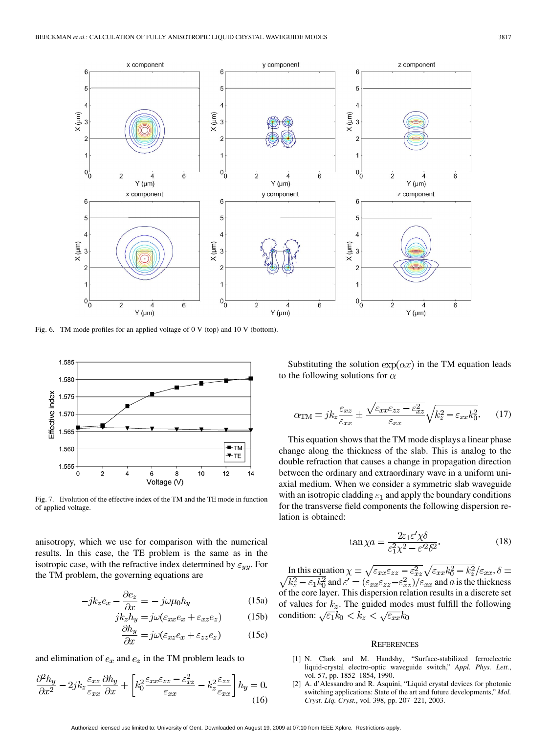Fig. 6. TM mode profiles for an applied voltage of 0 V (top) and 10 V (bottom).

Fig. 7. Evolution of the effective index of the TM and the TE mode in function of applied voltage.

anisotropy, which we use for comparison with the numerical results. In this case, the TE problem is the same as in the isotropic case, with the refractive index determined by $\varepsilon_{yy}$. For the TM problem, the governing equations are

$$-jk_z e_x - \frac{\partial e_z}{\partial x} = -j\omega\mu_0 h_y \tag{15a}$$

$$jk_z h_y = j\omega(\varepsilon_{xx} e_x + \varepsilon_{xz} e_z) \tag{15b}$$

$$\frac{\partial h_y}{\partial x} = j\omega(\varepsilon_{xz} e_x + \varepsilon_{zz} e_z) \tag{15c}$$

and elimination of $e_x$ and $e_z$ in the TM problem leads to

$$\frac{\partial^2 h_y}{\partial x^2} - 2jk_z \frac{\varepsilon_{xz}}{\varepsilon_{xx}} \frac{\partial h_y}{\partial x} + \left[ k_0^2 \frac{\varepsilon_{xx}\varepsilon_{zz} - \varepsilon_{xz}^2}{\varepsilon_{xx}} - k_z^2 \frac{\varepsilon_{zz}}{\varepsilon_{xx}} \right] h_y = 0. \tag{16}$$

Substituting the solution $\exp(\alpha x)$ in the TM equation leads to the following solutions for $\alpha$

$$\alpha_{\mathrm{TM}} = jk_z \frac{\varepsilon_{xz}}{\varepsilon_{xx}} \pm \frac{\sqrt{\varepsilon_{xx}\varepsilon_{zz} - \varepsilon_{xz}^2}}{\varepsilon_{xx}} \sqrt{k_z^2 - \varepsilon_{xx} k_0^2}. \tag{17}$$

This equation shows that the TM mode displays a linear phase change along the thickness of the slab. This is analog to the double refraction that causes a change in propagation direction between the ordinary and extraordinary wave in a uniform uniaxial medium. When we consider a symmetric slab waveguide with an isotropic cladding $\varepsilon_1$ and apply the boundary conditions for the transverse field components the following dispersion relation is obtained:

$$\tan \chi a = \frac{2\varepsilon_1 \varepsilon' \chi \delta}{\varepsilon_1^2 \chi^2 - \varepsilon'^2 \delta^2}. \tag{18}$$

In this equation $\chi = \sqrt{\varepsilon_{xx}\varepsilon_{zz} - \varepsilon_{xz}^2}\sqrt{\varepsilon_{xx}k_0^2 - k_z^2}/\varepsilon_{xx}$, $\delta = \sqrt{k_z^2 - \varepsilon_1 k_0^2}$ and $\varepsilon' = (\varepsilon_{xx}\varepsilon_{zz} - \varepsilon_{xz}^2)/\varepsilon_{xx}$ and $a$ is the thickness of the core layer. This dispersion relation results in a discrete set of values for $k_z$. The guided modes must fulfill the following condition: $\sqrt{\varepsilon_1}k_0 < k_z < \sqrt{\varepsilon_{xx}}k_0$

## References

[1] N. Clark and M. Handshy, "Surface-stabilized ferroelectric liquid-crystal electro-optic waveguide switch," *Appl. Phys. Lett.*, vol. 57, pp. 1852–1854, 1990.

[2] A. d'Alessandro and R. Asquini, "Liquid crystal devices for photonic switching applications: State of the art and future developments," *Mol. Cryst. Liq. Cryst.*, vol. 398, pp. 207–221, 2003.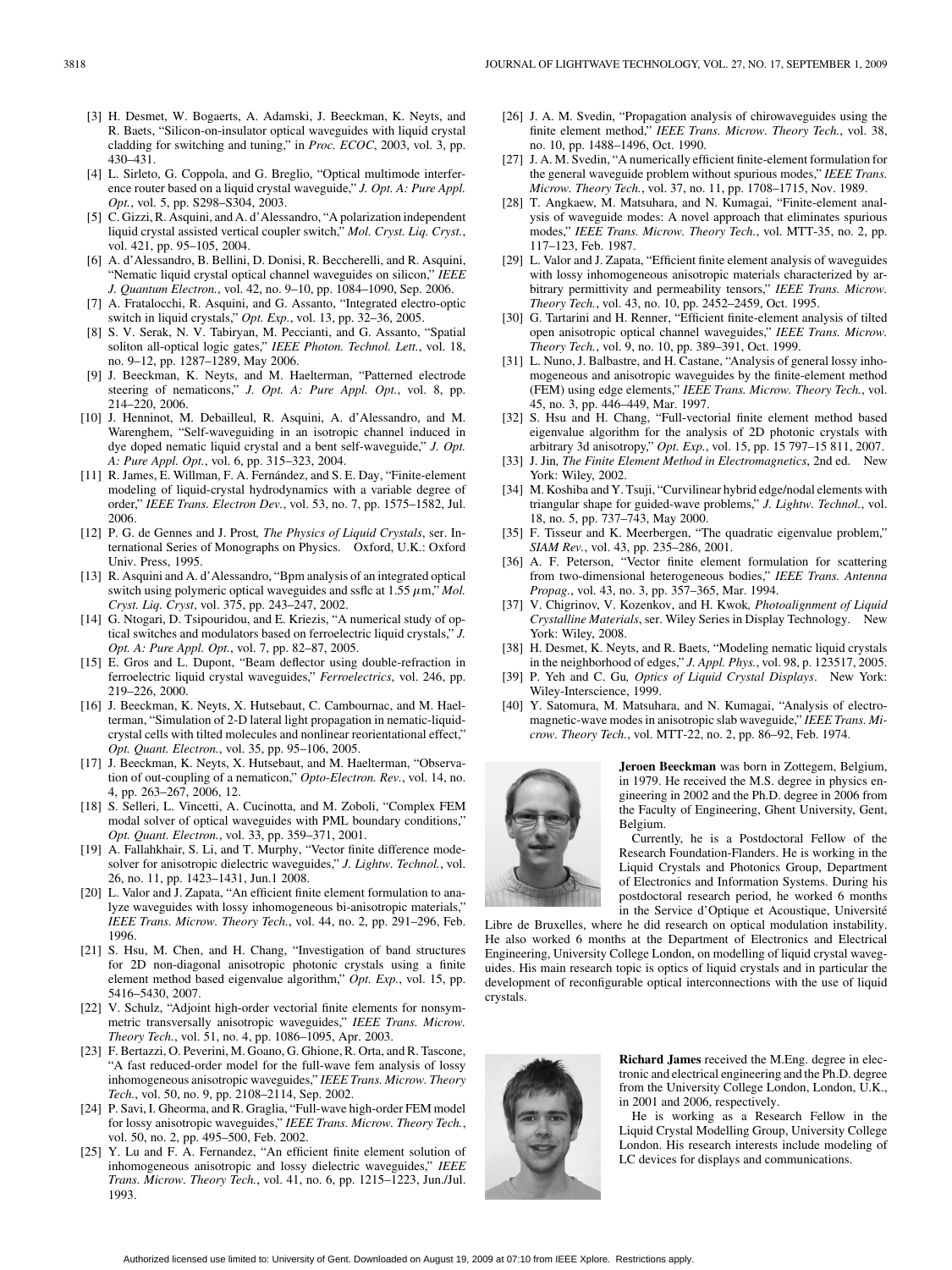[3] H. Desmet, W. Bogaerts, A. Adamski, J. Beeckman, K. Neyts, and R. Baets, "Silicon-on-insulator optical waveguides with liquid crystal cladding for switching and tuning," in *Proc. ECOC*, 2003, vol. 3, pp. 430–431.

[4] L. Sirleto, G. Coppola, and G. Breglio, "Optical multimode interference router based on a liquid crystal waveguide," *J. Opt. A: Pure Appl. Opt.*, vol. 5, pp. S298–S304, 2003.

[5] C. Gizzi, R. Asquini, and A. d'Alessandro, "A polarization independent liquid crystal assisted vertical coupler switch," *Mol. Cryst. Liq. Cryst.*, vol. 421, pp. 95–105, 2004.

[6] A. d'Alessandro, B. Bellini, D. Donisi, R. Beccherelli, and R. Asquini, "Nematic liquid crystal optical channel waveguides on silicon," *IEEE J. Quantum Electron.*, vol. 42, no. 9–10, pp. 1084–1090, Sep. 2006.

[7] A. Fratalocchi, R. Asquini, and G. Assanto, "Integrated electro-optic switch in liquid crystals," *Opt. Exp.*, vol. 13, pp. 32–36, 2005.

[8] S. V. Serak, N. V. Tabiryan, M. Peccianti, and G. Assanto, "Spatial soliton all-optical logic gates," *IEEE Photon. Technol. Lett.*, vol. 18, no. 9–12, pp. 1287–1289, May 2006.

[9] J. Beeckman, K. Neyts, and M. Haelterman, "Patterned electrode steering of nematicons," *J. Opt. A: Pure Appl. Opt.*, vol. 8, pp. 214–220, 2006.

[10] J. Henninot, M. Debailleul, R. Asquini, A. d'Alessandro, and M. Warenghem, "Self-waveguiding in an isotropic channel induced in dye doped nematic liquid crystal and a bent self-waveguide," *J. Opt. A: Pure Appl. Opt.*, vol. 6, pp. 315–323, 2004.

[11] R. James, E. Willman, F. A. Fernández, and S. E. Day, "Finite-element modeling of liquid-crystal hydrodynamics with a variable degree of order," *IEEE Trans. Electron Dev.*, vol. 53, no. 7, pp. 1575–1582, Jul. 2006.

[12] P. G. de Gennes and J. Prost, *The Physics of Liquid Crystals*, ser. International Series of Monographs on Physics. Oxford, U.K.: Oxford Univ. Press, 1995.

[13] R. Asquini and A. d'Alessandro, "Bpm analysis of an integrated optical switch using polymeric optical waveguides and ssflc at 1.55 $\mu$m," *Mol. Cryst. Liq. Cryst*, vol. 375, pp. 243–247, 2002.

[14] G. Ntogari, D. Tsipouridou, and E. Kriezis, "A numerical study of optical switches and modulators based on ferroelectric liquid crystals," *J. Opt. A: Pure Appl. Opt.*, vol. 7, pp. 82–87, 2005.

[15] E. Gros and L. Dupont, "Beam deflector using double-refraction in ferroelectric liquid crystal waveguides," *Ferroelectrics*, vol. 246, pp. 219–226, 2000.

[16] J. Beeckman, K. Neyts, X. Hutsebaut, C. Cambournac, and M. Haelterman, "Simulation of 2-D lateral light propagation in nematic-liquid-crystal cells with tilted molecules and nonlinear reorientational effect," *Opt. Quant. Electron.*, vol. 35, pp. 95–106, 2005.

[17] J. Beeckman, K. Neyts, X. Hutsebaut, and M. Haelterman, "Observation of out-coupling of a nematicon," *Opto-Electron. Rev.*, vol. 14, no. 4, pp. 263–267, 2006, 12.

[18] S. Selleri, L. Vincetti, A. Cucinotta, and M. Zoboli, "Complex FEM modal solver of optical waveguides with PML boundary conditions," *Opt. Quant. Electron.*, vol. 33, pp. 359–371, 2001.

[19] A. Fallahkhair, S. Li, and T. Murphy, "Vector finite difference modesolver for anisotropic dielectric waveguides," *J. Lightw. Technol.*, vol. 26, no. 11, pp. 1423–1431, Jun.1 2008.

[20] L. Valor and J. Zapata, "An efficient finite element formulation to analyze waveguides with lossy inhomogeneous bi-anisotropic materials," *IEEE Trans. Microw. Theory Tech.*, vol. 44, no. 2, pp. 291–296, Feb. 1996.

[21] S. Hsu, M. Chen, and H. Chang, "Investigation of band structures for 2D non-diagonal anisotropic photonic crystals using a finite element method based eigenvalue algorithm," *Opt. Exp.*, vol. 15, pp. 5416–5430, 2007.

[22] V. Schulz, "Adjoint high-order vectorial finite elements for nonsymmetric transversally anisotropic waveguides," *IEEE Trans. Microw. Theory Tech.*, vol. 51, no. 4, pp. 1086–1095, Apr. 2003.

[23] F. Bertazzi, O. Peverini, M. Goano, G. Ghione, R. Orta, and R. Tascone, "A fast reduced-order model for the full-wave fem analysis of lossy inhomogeneous anisotropic waveguides," *IEEE Trans. Microw. Theory Tech.*, vol. 50, no. 9, pp. 2108–2114, Sep. 2002.

[24] P. Savi, I. Gheorma, and R. Graglia, "Full-wave high-order FEM model for lossy anisotropic waveguides," *IEEE Trans. Microw. Theory Tech.*, vol. 50, no. 2, pp. 495–500, Feb. 2002.

[25] Y. Lu and F. A. Fernandez, "An efficient finite element solution of inhomogeneous anisotropic and lossy dielectric waveguides," *IEEE Trans. Microw. Theory Tech.*, vol. 41, no. 6, pp. 1215–1223, Jun./Jul. 1993.

[26] J. A. M. Svedin, "Propagation analysis of chirowaveguides using the finite element method," *IEEE Trans. Microw. Theory Tech.*, vol. 38, no. 10, pp. 1488–1496, Oct. 1990.

[27] J. A. M. Svedin, "A numerically efficient finite-element formulation for the general waveguide problem without spurious modes," *IEEE Trans. Microw. Theory Tech.*, vol. 37, no. 11, pp. 1708–1715, Nov. 1989.

[28] T. Angkaew, M. Matsuhara, and N. Kumagai, "Finite-element analysis of waveguide modes: A novel approach that eliminates spurious modes," *IEEE Trans. Microw. Theory Tech.*, vol. MTT-35, no. 2, pp. 117–123, Feb. 1987.

[29] L. Valor and J. Zapata, "Efficient finite element analysis of waveguides with lossy inhomogeneous anisotropic materials characterized by arbitrary permittivity and permeability tensors," *IEEE Trans. Microw. Theory Tech.*, vol. 43, no. 10, pp. 2452–2459, Oct. 1995.

[30] G. Tartarini and H. Renner, "Efficient finite-element analysis of tilted open anisotropic optical channel waveguides," *IEEE Trans. Microw. Theory Tech.*, vol. 9, no. 10, pp. 389–391, Oct. 1999.

[31] L. Nuno, J. Balbastre, and H. Castane, "Analysis of general lossy inhomogeneous and anisotropic waveguides by the finite-element method (FEM) using edge elements," *IEEE Trans. Microw. Theory Tech.*, vol. 45, no. 3, pp. 446–449, Mar. 1997.

[32] S. Hsu and H. Chang, "Full-vectorial finite element method based eigenvalue algorithm for the analysis of 2D photonic crystals with arbitrary 3d anisotropy," *Opt. Exp.*, vol. 15, pp. 15 797–15 811, 2007.

[33] J. Jin, *The Finite Element Method in Electromagnetics*, 2nd ed. New York: Wiley, 2002.

[34] M. Koshiba and Y. Tsuji, "Curvilinear hybrid edge/nodal elements with triangular shape for guided-wave problems," *J. Lightw. Technol.*, vol. 18, no. 5, pp. 737–743, May 2000.

[35] F. Tisseur and K. Meerbergen, "The quadratic eigenvalue problem," *SIAM Rev.*, vol. 43, pp. 235–286, 2001.

[36] A. F. Peterson, "Vector finite element formulation for scattering from two-dimensional heterogeneous bodies," *IEEE Trans. Antenna Propag.*, vol. 43, no. 3, pp. 357–365, Mar. 1994.

[37] V. Chigrinov, V. Kozenkov, and H. Kwok, *Photoalignment of Liquid Crystalline Materials*, ser. Wiley Series in Display Technology. New York: Wiley, 2008.

[38] H. Desmet, K. Neyts, and R. Baets, "Modeling nematic liquid crystals in the neighborhood of edges," *J. Appl. Phys.*, vol. 98, p. 123517, 2005.

[39] P. Yeh and C. Gu, *Optics of Liquid Crystal Displays*. New York: Wiley-Interscience, 1999.

[40] Y. Satomura, M. Matsuhara, and N. Kumagai, "Analysis of electromagnetic-wave modes in anisotropic slab waveguide," *IEEE Trans. Microw. Theory Tech.*, vol. MTT-22, no. 2, pp. 86–92, Feb. 1974.

**Jeroen Beeckman** was born in Zottegem, Belgium, in 1979. He received the M.S. degree in physics engineering in 2002 and the Ph.D. degree in 2006 from the Faculty of Engineering, Ghent University, Gent, Belgium.

Currently, he is a Postdoctoral Fellow of the Research Foundation-Flanders. He is working in the Liquid Crystals and Photonics Group, Department of Electronics and Information Systems. During his postdoctoral research period, he worked 6 months in the Service d'Optique et Acoustique, Université Libre de Bruxelles, where he did research on optical modulation instability. He also worked 6 months at the Department of Electronics and Electrical Engineering, University College London, on modelling of liquid crystal waveguides. His main research topic is optics of liquid crystals and in particular the development of reconfigurable optical interconnections with the use of liquid crystals.

**Richard James** received the M.Eng. degree in electronic and electrical engineering and the Ph.D. degree from the University College London, London, U.K., in 2001 and 2006, respectively.

He is working as a Research Fellow in the Liquid Crystal Modelling Group, University College London. His research interests include modeling of LC devices for displays and communications.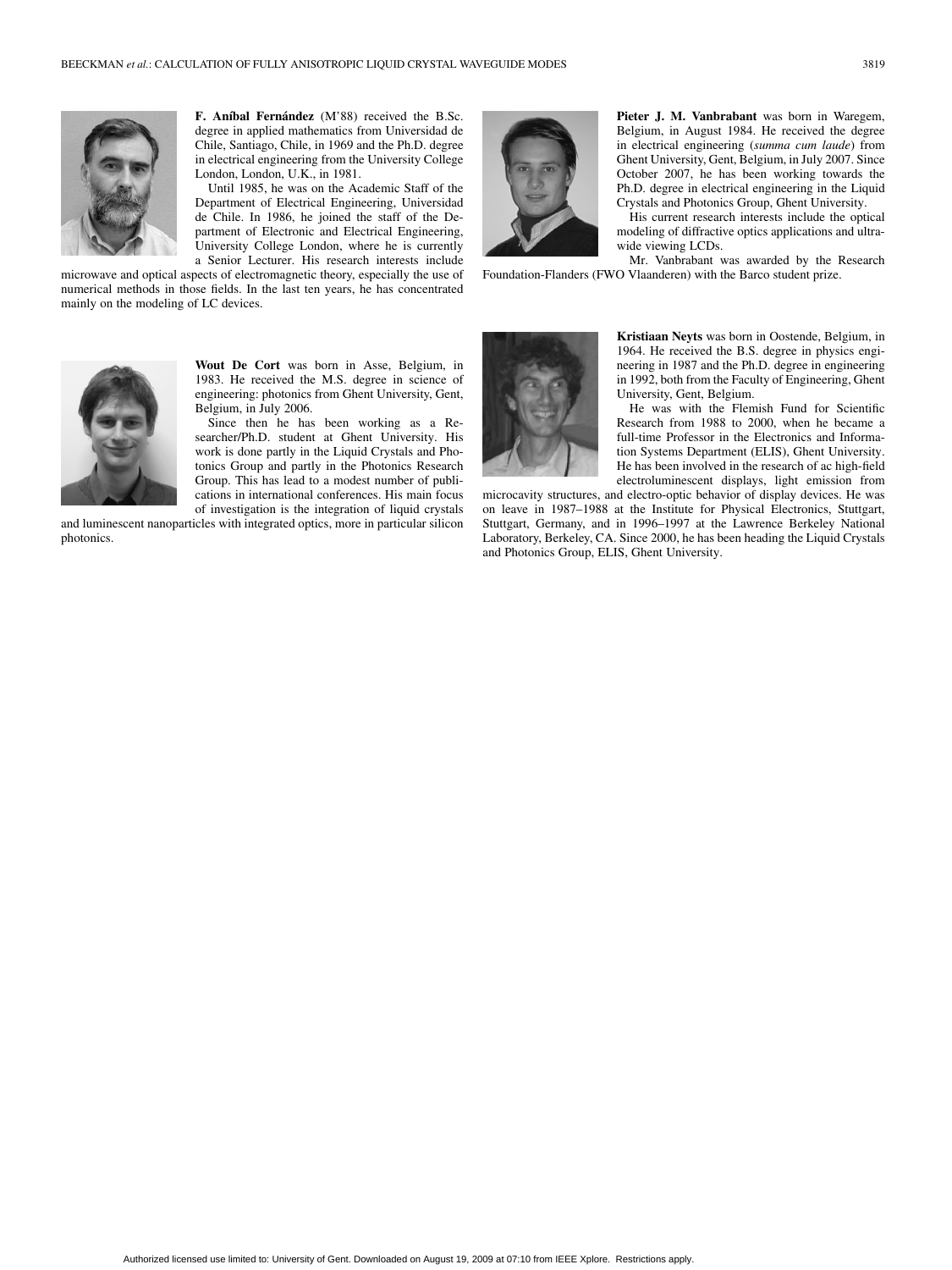**F. Aníbal Fernández** (M'88) received the B.Sc. degree in applied mathematics from Universidad de Chile, Santiago, Chile, in 1969 and the Ph.D. degree in electrical engineering from the University College London, London, U.K., in 1981.

Until 1985, he was on the Academic Staff of the Department of Electrical Engineering, Universidad de Chile. In 1986, he joined the staff of the Department of Electronic and Electrical Engineering, University College London, where he is currently a Senior Lecturer. His research interests include microwave and optical aspects of electromagnetic theory, especially the use of numerical methods in those fields. In the last ten years, he has concentrated mainly on the modeling of LC devices.

**Wout De Cort** was born in Asse, Belgium, in 1983. He received the M.S. degree in science of engineering: photonics from Ghent University, Gent, Belgium, in July 2006.

Since then he has been working as a Researcher/Ph.D. student at Ghent University. His work is done partly in the Liquid Crystals and Photonics Group and partly in the Photonics Research Group. This has lead to a modest number of publications in international conferences. His main focus of investigation is the integration of liquid crystals and luminescent nanoparticles with integrated optics, more in particular silicon photonics.

**Pieter J. M. Vanbrabant** was born in Waregem, Belgium, in August 1984. He received the degree in electrical engineering (*summa cum laude*) from Ghent University, Gent, Belgium, in July 2007. Since October 2007, he has been working towards the Ph.D. degree in electrical engineering in the Liquid Crystals and Photonics Group, Ghent University.

His current research interests include the optical modeling of diffractive optics applications and ultra-wide viewing LCDs.

Mr. Vanbrabant was awarded by the Research Foundation-Flanders (FWO Vlaanderen) with the Barco student prize.

**Kristiaan Neyts** was born in Oostende, Belgium, in 1964. He received the B.S. degree in physics engineering in 1987 and the Ph.D. degree in engineering in 1992, both from the Faculty of Engineering, Ghent University, Gent, Belgium.

He was with the Flemish Fund for Scientific Research from 1988 to 2000, when he became a full-time Professor in the Electronics and Information Systems Department (ELIS), Ghent University. He has been involved in the research of ac high-field electroluminescent displays, light emission from microcavity structures, and electro-optic behavior of display devices. He was on leave in 1987–1988 at the Institute for Physical Electronics, Stuttgart, Stuttgart, Germany, and in 1996–1997 at the Lawrence Berkeley National Laboratory, Berkeley, CA. Since 2000, he has been heading the Liquid Crystals and Photonics Group, ELIS, Ghent University.